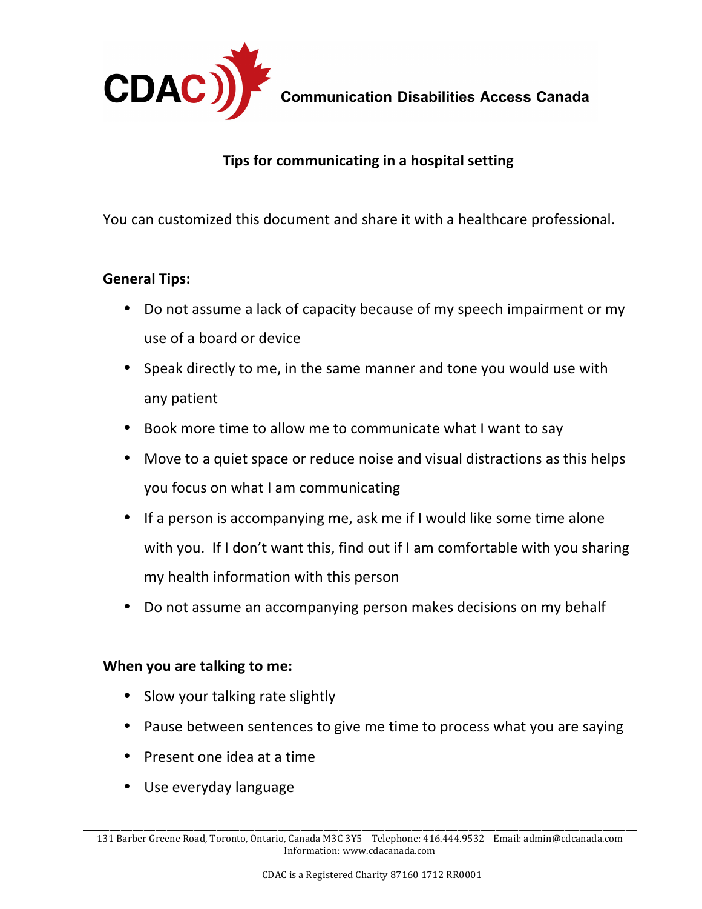CDAC Communication Disabilities Access Canada

## Tips for communicating in a hospital setting

You can customized this document and share it with a healthcare professional.

**General Tips:**

- Do not assume a lack of capacity because of my speech impairment or my use of a board or device
- Speak directly to me, in the same manner and tone you would use with any patient
- Book more time to allow me to communicate what I want to say
- Move to a quiet space or reduce noise and visual distractions as this helps you focus on what I am communicating
- If a person is accompanying me, ask me if I would like some time alone with you. If I don't want this, find out if I am comfortable with you sharing my health information with this person
- Do not assume an accompanying person makes decisions on my behalf

**When you are talking to me:**

- Slow your talking rate slightly
- Pause between sentences to give me time to process what you are saying
- Present one idea at a time
- Use everyday language

131 Barber Greene Road, Toronto, Ontario, Canada M3C 3Y5 Telephone: 416.444.9532 Email: admin@cdcanada.com
Information: www.cdacanada.com

CDAC is a Registered Charity 87160 1712 RR0001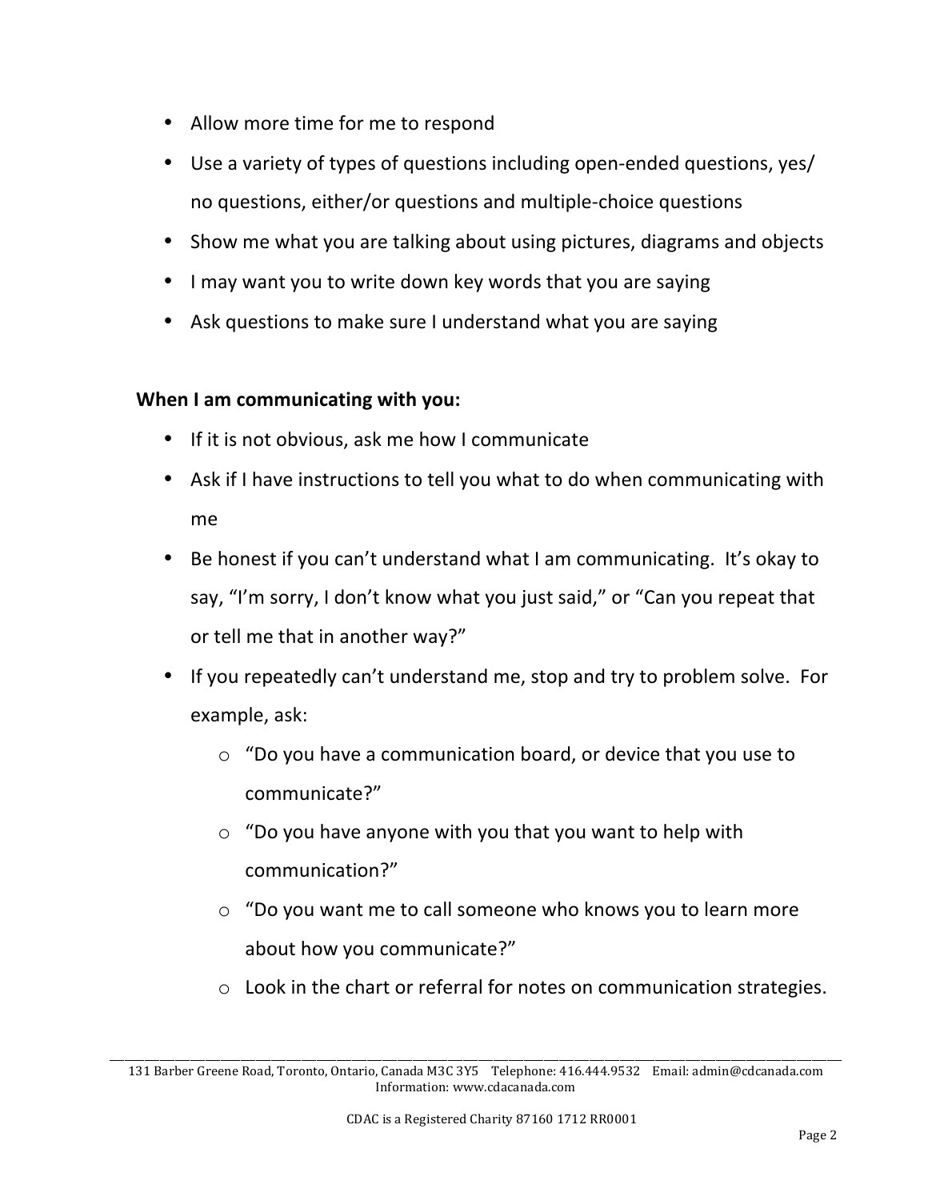- Allow more time for me to respond
- Use a variety of types of questions including open-ended questions, yes/ no questions, either/or questions and multiple-choice questions
- Show me what you are talking about using pictures, diagrams and objects
- I may want you to write down key words that you are saying
- Ask questions to make sure I understand what you are saying

**When I am communicating with you:**

- If it is not obvious, ask me how I communicate
- Ask if I have instructions to tell you what to do when communicating with me
- Be honest if you can't understand what I am communicating. It's okay to say, "I'm sorry, I don't know what you just said," or "Can you repeat that or tell me that in another way?"
- If you repeatedly can't understand me, stop and try to problem solve. For example, ask:
  - "Do you have a communication board, or device that you use to communicate?"
  - "Do you have anyone with you that you want to help with communication?"
  - "Do you want me to call someone who knows you to learn more about how you communicate?"
  - Look in the chart or referral for notes on communication strategies.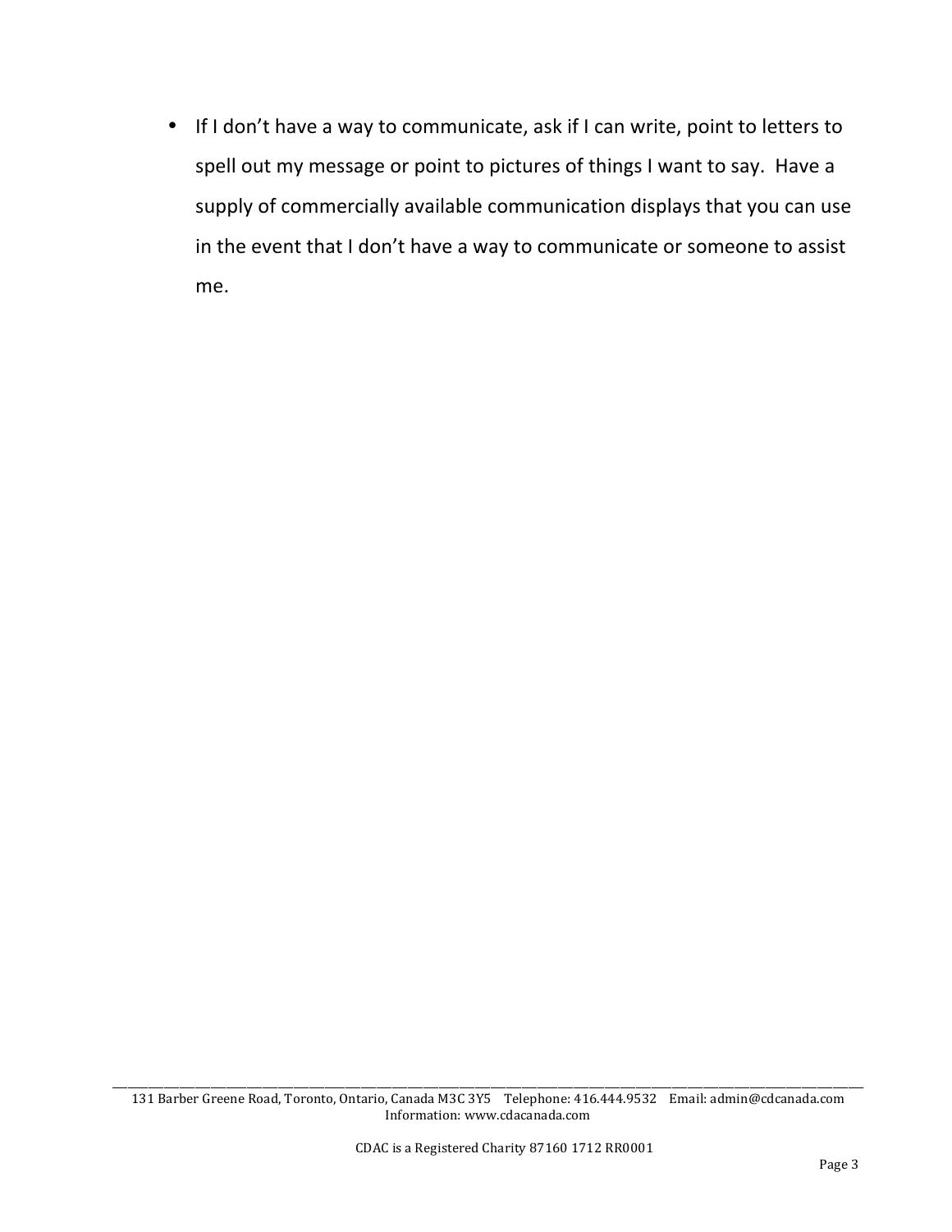- If I don't have a way to communicate, ask if I can write, point to letters to spell out my message or point to pictures of things I want to say. Have a supply of commercially available communication displays that you can use in the event that I don't have a way to communicate or someone to assist me.